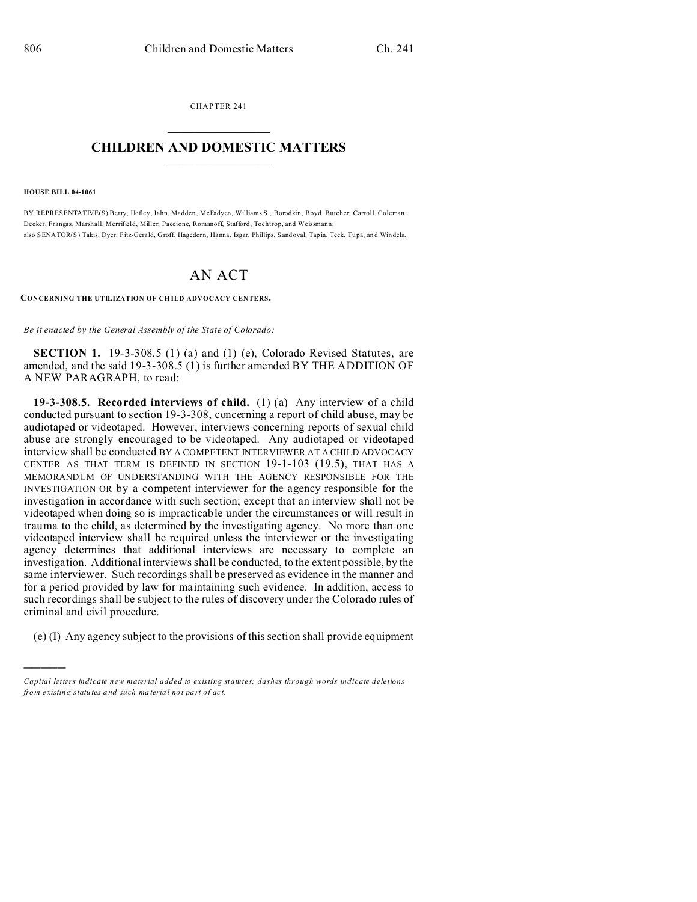CHAPTER 241

# CHILDREN AND DOMESTIC MATTERS

**HOUSE BILL 04-1061**

BY REPRESENTATIVE(S) Berry, Hefley, Jahn, Madden, McFadyen, Williams S., Borodkin, Boyd, Butcher, Carroll, Coleman, Decker, Frangas, Marshall, Merrifield, Miller, Paccione, Romanoff, Stafford, Tochtrop, and Weissmann;
also SENATOR(S) Takis, Dyer, Fitz-Gerald, Groff, Hagedorn, Hanna, Isgar, Phillips, Sandoval, Tapia, Teck, Tupa, and Windels.

# AN ACT

**CONCERNING THE UTILIZATION OF CHILD ADVOCACY CENTERS.**

*Be it enacted by the General Assembly of the State of Colorado:*

**SECTION 1.** 19-3-308.5 (1) (a) and (1) (e), Colorado Revised Statutes, are amended, and the said 19-3-308.5 (1) is further amended BY THE ADDITION OF A NEW PARAGRAPH, to read:

**19-3-308.5. Recorded interviews of child.** (1) (a) Any interview of a child conducted pursuant to section 19-3-308, concerning a report of child abuse, may be audiotaped or videotaped. However, interviews concerning reports of sexual child abuse are strongly encouraged to be videotaped. Any audiotaped or videotaped interview shall be conducted BY A COMPETENT INTERVIEWER AT A CHILD ADVOCACY CENTER AS THAT TERM IS DEFINED IN SECTION 19-1-103 (19.5), THAT HAS A MEMORANDUM OF UNDERSTANDING WITH THE AGENCY RESPONSIBLE FOR THE INVESTIGATION OR by a competent interviewer for the agency responsible for the investigation in accordance with such section; except that an interview shall not be videotaped when doing so is impracticable under the circumstances or will result in trauma to the child, as determined by the investigating agency. No more than one videotaped interview shall be required unless the interviewer or the investigating agency determines that additional interviews are necessary to complete an investigation. Additional interviews shall be conducted, to the extent possible, by the same interviewer. Such recordings shall be preserved as evidence in the manner and for a period provided by law for maintaining such evidence. In addition, access to such recordings shall be subject to the rules of discovery under the Colorado rules of criminal and civil procedure.

(e) (I) Any agency subject to the provisions of this section shall provide equipment

---

*Capital letters indicate new material added to existing statutes; dashes through words indicate deletions from existing statutes and such material not part of act.*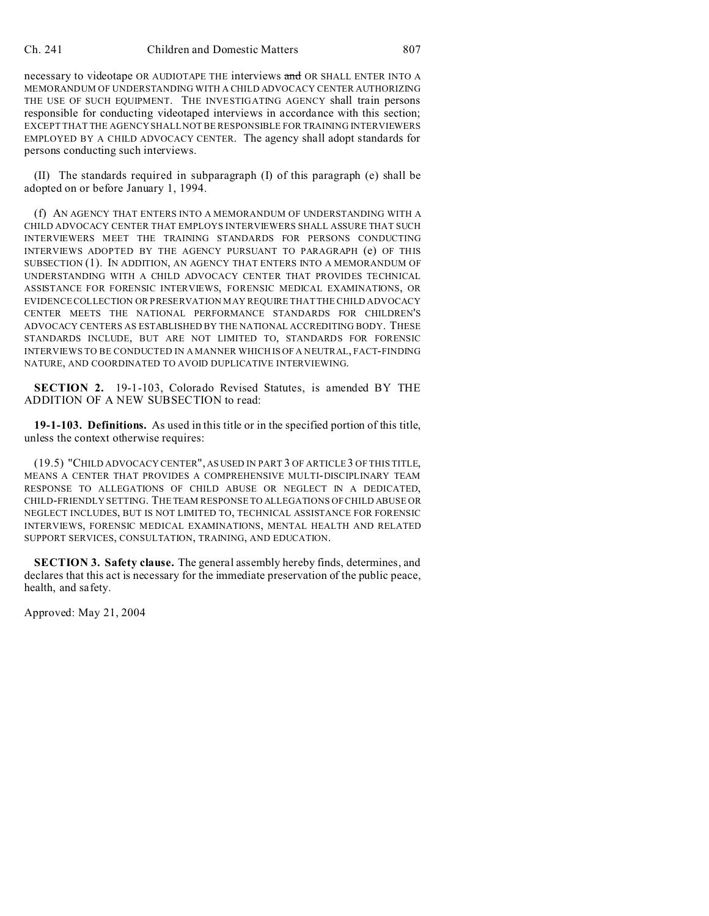necessary to videotape OR AUDIOTAPE THE interviews ~~and~~ OR SHALL ENTER INTO A MEMORANDUM OF UNDERSTANDING WITH A CHILD ADVOCACY CENTER AUTHORIZING THE USE OF SUCH EQUIPMENT. THE INVESTIGATING AGENCY shall train persons responsible for conducting videotaped interviews in accordance with this section; EXCEPT THAT THE AGENCY SHALL NOT BE RESPONSIBLE FOR TRAINING INTERVIEWERS EMPLOYED BY A CHILD ADVOCACY CENTER. The agency shall adopt standards for persons conducting such interviews.

(II) The standards required in subparagraph (I) of this paragraph (e) shall be adopted on or before January 1, 1994.

(f) AN AGENCY THAT ENTERS INTO A MEMORANDUM OF UNDERSTANDING WITH A CHILD ADVOCACY CENTER THAT EMPLOYS INTERVIEWERS SHALL ASSURE THAT SUCH INTERVIEWERS MEET THE TRAINING STANDARDS FOR PERSONS CONDUCTING INTERVIEWS ADOPTED BY THE AGENCY PURSUANT TO PARAGRAPH (e) OF THIS SUBSECTION (1). IN ADDITION, AN AGENCY THAT ENTERS INTO A MEMORANDUM OF UNDERSTANDING WITH A CHILD ADVOCACY CENTER THAT PROVIDES TECHNICAL ASSISTANCE FOR FORENSIC INTERVIEWS, FORENSIC MEDICAL EXAMINATIONS, OR EVIDENCE COLLECTION OR PRESERVATION MAY REQUIRE THAT THE CHILD ADVOCACY CENTER MEETS THE NATIONAL PERFORMANCE STANDARDS FOR CHILDREN'S ADVOCACY CENTERS AS ESTABLISHED BY THE NATIONAL ACCREDITING BODY. THESE STANDARDS INCLUDE, BUT ARE NOT LIMITED TO, STANDARDS FOR FORENSIC INTERVIEWS TO BE CONDUCTED IN A MANNER WHICH IS OF A NEUTRAL, FACT-FINDING NATURE, AND COORDINATED TO AVOID DUPLICATIVE INTERVIEWING.

**SECTION 2.** 19-1-103, Colorado Revised Statutes, is amended BY THE ADDITION OF A NEW SUBSECTION to read:

**19-1-103. Definitions.** As used in this title or in the specified portion of this title, unless the context otherwise requires:

(19.5) "CHILD ADVOCACY CENTER", AS USED IN PART 3 OF ARTICLE 3 OF THIS TITLE, MEANS A CENTER THAT PROVIDES A COMPREHENSIVE MULTI-DISCIPLINARY TEAM RESPONSE TO ALLEGATIONS OF CHILD ABUSE OR NEGLECT IN A DEDICATED, CHILD-FRIENDLY SETTING. THE TEAM RESPONSE TO ALLEGATIONS OF CHILD ABUSE OR NEGLECT INCLUDES, BUT IS NOT LIMITED TO, TECHNICAL ASSISTANCE FOR FORENSIC INTERVIEWS, FORENSIC MEDICAL EXAMINATIONS, MENTAL HEALTH AND RELATED SUPPORT SERVICES, CONSULTATION, TRAINING, AND EDUCATION.

**SECTION 3. Safety clause.** The general assembly hereby finds, determines, and declares that this act is necessary for the immediate preservation of the public peace, health, and safety.

Approved: May 21, 2004